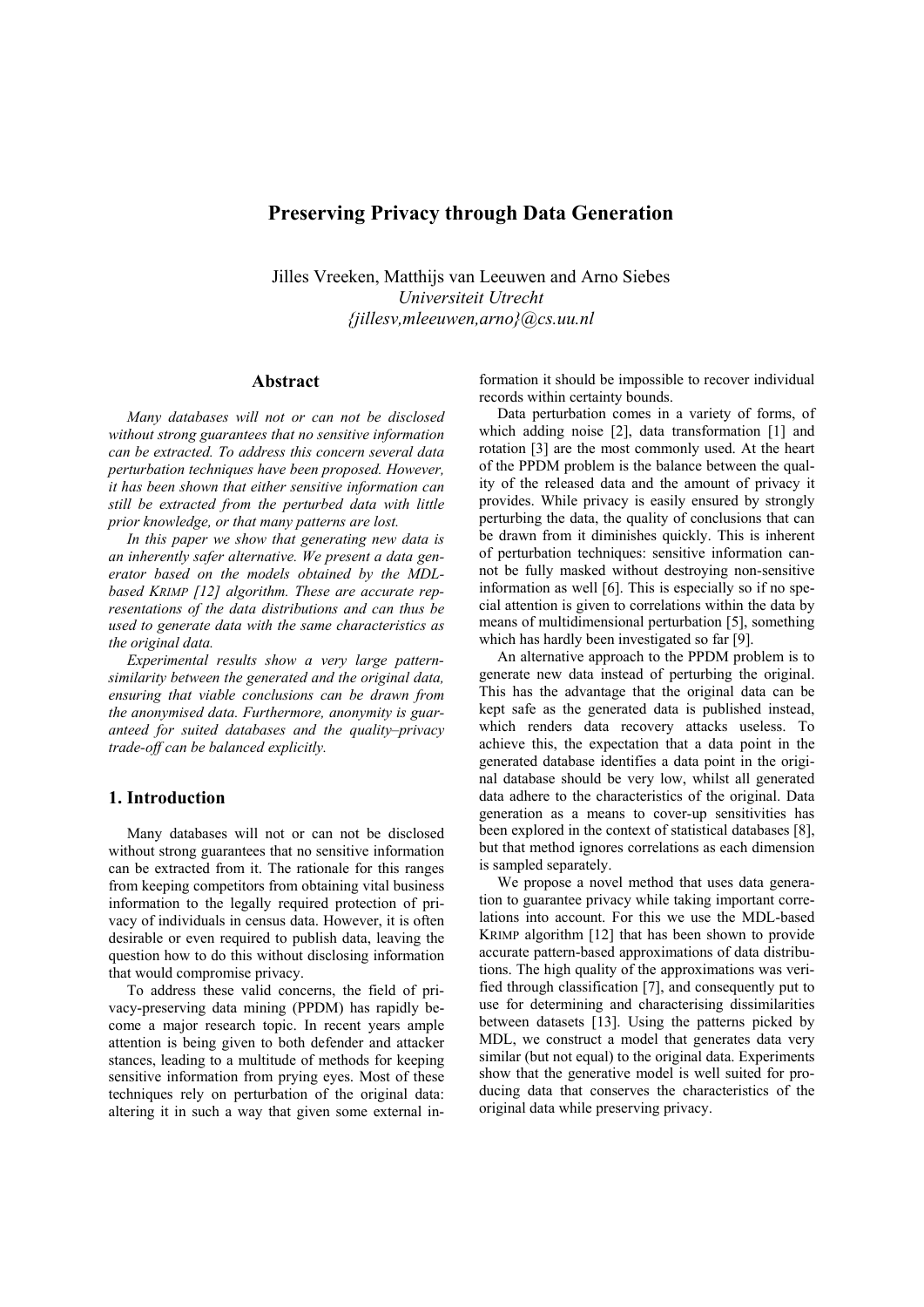# Preserving Privacy through Data Generation

Jilles Vreeken, Matthijs van Leeuwen and Arno Siebes
*Universiteit Utrecht*
*{jillesv,mleeuwen,arno}@cs.uu.nl*

## Abstract

*Many databases will not or can not be disclosed without strong guarantees that no sensitive information can be extracted. To address this concern several data perturbation techniques have been proposed. However, it has been shown that either sensitive information can still be extracted from the perturbed data with little prior knowledge, or that many patterns are lost.*

*In this paper we show that generating new data is an inherently safer alternative. We present a data generator based on the models obtained by the MDL-based KRIMP [12] algorithm. These are accurate representations of the data distributions and can thus be used to generate data with the same characteristics as the original data.*

*Experimental results show a very large pattern-similarity between the generated and the original data, ensuring that viable conclusions can be drawn from the anonymised data. Furthermore, anonymity is guaranteed for suited databases and the quality–privacy trade-off can be balanced explicitly.*

## 1. Introduction

Many databases will not or can not be disclosed without strong guarantees that no sensitive information can be extracted from it. The rationale for this ranges from keeping competitors from obtaining vital business information to the legally required protection of privacy of individuals in census data. However, it is often desirable or even required to publish data, leaving the question how to do this without disclosing information that would compromise privacy.

To address these valid concerns, the field of privacy-preserving data mining (PPDM) has rapidly become a major research topic. In recent years ample attention is being given to both defender and attacker stances, leading to a multitude of methods for keeping sensitive information from prying eyes. Most of these techniques rely on perturbation of the original data: altering it in such a way that given some external information it should be impossible to recover individual records within certainty bounds.

Data perturbation comes in a variety of forms, of which adding noise [2], data transformation [1] and rotation [3] are the most commonly used. At the heart of the PPDM problem is the balance between the quality of the released data and the amount of privacy it provides. While privacy is easily ensured by strongly perturbing the data, the quality of conclusions that can be drawn from it diminishes quickly. This is inherent of perturbation techniques: sensitive information cannot be fully masked without destroying non-sensitive information as well [6]. This is especially so if no special attention is given to correlations within the data by means of multidimensional perturbation [5], something which has hardly been investigated so far [9].

An alternative approach to the PPDM problem is to generate new data instead of perturbing the original. This has the advantage that the original data can be kept safe as the generated data is published instead, which renders data recovery attacks useless. To achieve this, the expectation that a data point in the generated database identifies a data point in the original database should be very low, whilst all generated data adhere to the characteristics of the original. Data generation as a means to cover-up sensitivities has been explored in the context of statistical databases [8], but that method ignores correlations as each dimension is sampled separately.

We propose a novel method that uses data generation to guarantee privacy while taking important correlations into account. For this we use the MDL-based KRIMP algorithm [12] that has been shown to provide accurate pattern-based approximations of data distributions. The high quality of the approximations was verified through classification [7], and consequently put to use for determining and characterising dissimilarities between datasets [13]. Using the patterns picked by MDL, we construct a model that generates data very similar (but not equal) to the original data. Experiments show that the generative model is well suited for producing data that conserves the characteristics of the original data while preserving privacy.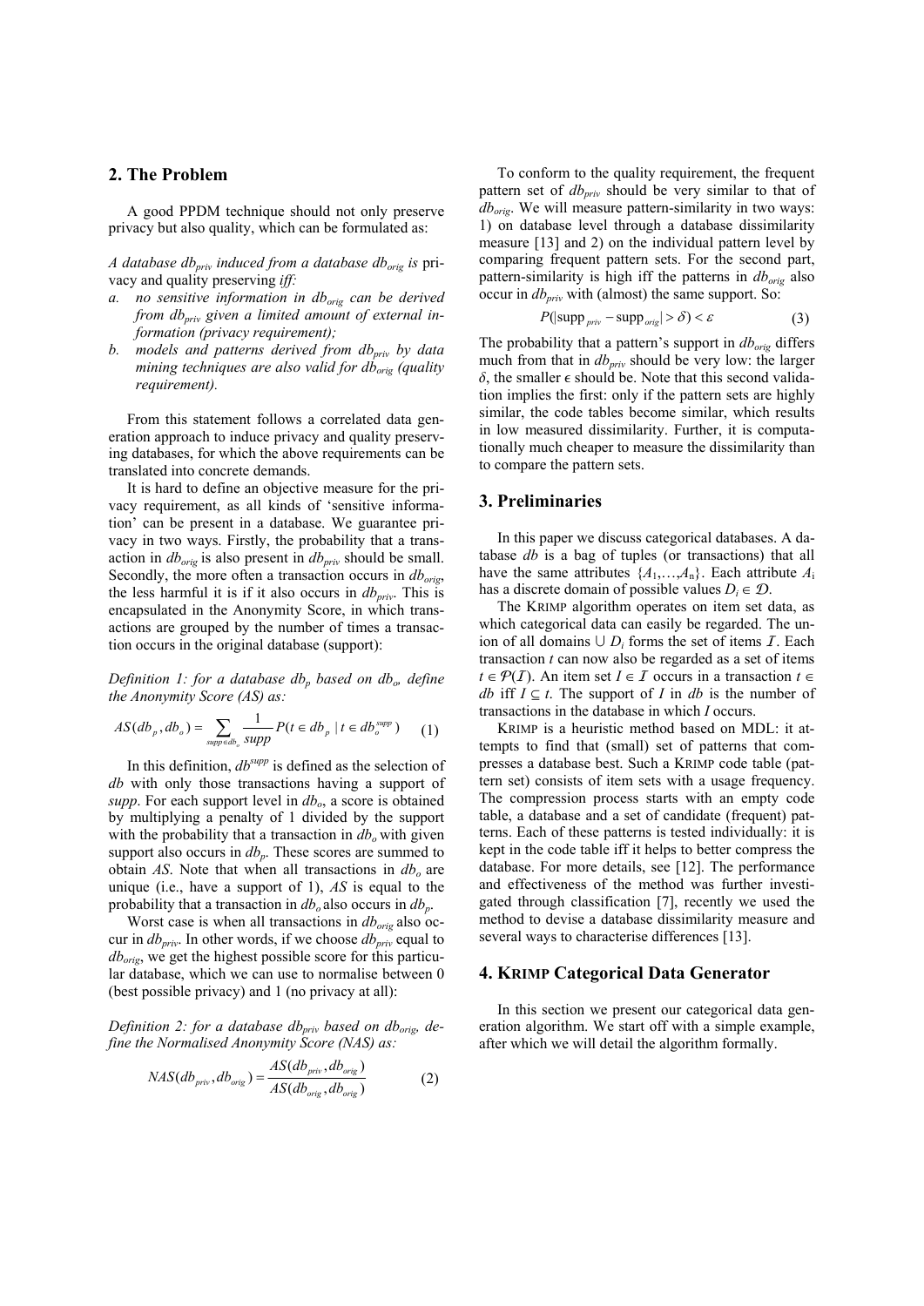## 2. The Problem

A good PPDM technique should not only preserve privacy but also quality, which can be formulated as:

*A database $db_{priv}$ induced from a database $db_{orig}$ is privacy and quality preserving iff:*

a. *no sensitive information in $db_{orig}$ can be derived from $db_{priv}$ given a limited amount of external information (privacy requirement);*
b. *models and patterns derived from $db_{priv}$ by data mining techniques are also valid for $db_{orig}$ (quality requirement).*

From this statement follows a correlated data generation approach to induce privacy and quality preserving databases, for which the above requirements can be translated into concrete demands.

It is hard to define an objective measure for the privacy requirement, as all kinds of 'sensitive information' can be present in a database. We guarantee privacy in two ways. Firstly, the probability that a transaction in $db_{orig}$ is also present in $db_{priv}$ should be small. Secondly, the more often a transaction occurs in $db_{orig}$, the less harmful it is if it also occurs in $db_{priv}$. This is encapsulated in the Anonymity Score, in which transactions are grouped by the number of times a transaction occurs in the original database (support):

*Definition 1: for a database $db_p$ based on $db_o$, define the Anonymity Score (AS) as:*

$$AS(db_p, db_o) = \sum_{supp \in db_o} \frac{1}{supp} P(t \in db_p \mid t \in db_o^{supp}) \qquad (1)$$

In this definition, $db^{supp}$ is defined as the selection of $db$ with only those transactions having a support of *supp*. For each support level in $db_o$, a score is obtained by multiplying a penalty of 1 divided by the support with the probability that a transaction in $db_o$ with given support also occurs in $db_p$. These scores are summed to obtain *AS*. Note that when all transactions in $db_o$ are unique (i.e., have a support of 1), *AS* is equal to the probability that a transaction in $db_o$ also occurs in $db_p$.

Worst case is when all transactions in $db_{orig}$ also occur in $db_{priv}$. In other words, if we choose $db_{priv}$ equal to $db_{orig}$, we get the highest possible score for this particular database, which we can use to normalise between 0 (best possible privacy) and 1 (no privacy at all):

*Definition 2: for a database $db_{priv}$ based on $db_{orig}$, define the Normalised Anonymity Score (NAS) as:*

$$NAS(db_{priv}, db_{orig}) = \frac{AS(db_{priv}, db_{orig})}{AS(db_{orig}, db_{orig})} \qquad (2)$$

To conform to the quality requirement, the frequent pattern set of $db_{priv}$ should be very similar to that of $db_{orig}$. We will measure pattern-similarity in two ways: 1) on database level through a database dissimilarity measure [13] and 2) on the individual pattern level by comparing frequent pattern sets. For the second part, pattern-similarity is high iff the patterns in $db_{orig}$ also occur in $db_{priv}$ with (almost) the same support. So:

$$P(|\text{supp}_{priv} - \text{supp}_{orig}| > \delta) < \varepsilon \qquad (3)$$

The probability that a pattern's support in $db_{orig}$ differs much from that in $db_{priv}$ should be very low: the larger $\delta$, the smaller $\epsilon$ should be. Note that this second validation implies the first: only if the pattern sets are highly similar, the code tables become similar, which results in low measured dissimilarity. Further, it is computationally much cheaper to measure the dissimilarity than to compare the pattern sets.

## 3. Preliminaries

In this paper we discuss categorical databases. A database *db* is a bag of tuples (or transactions) that all have the same attributes $\{A_1,\ldots,A_n\}$. Each attribute $A_i$ has a discrete domain of possible values $D_i \in \mathcal{D}$.

The KRIMP algorithm operates on item set data, as which categorical data can easily be regarded. The union of all domains $\cup D_i$ forms the set of items $\mathcal{I}$. Each transaction $t$ can now also be regarded as a set of items $t \in \mathcal{P}(\mathcal{I})$. An item set $I \in \mathcal{I}$ occurs in a transaction $t \in db$ iff $I \subseteq t$. The support of $I$ in *db* is the number of transactions in the database in which $I$ occurs.

KRIMP is a heuristic method based on MDL: it attempts to find that (small) set of patterns that compresses a database best. Such a KRIMP code table (pattern set) consists of item sets with a usage frequency. The compression process starts with an empty code table, a database and a set of candidate (frequent) patterns. Each of these patterns is tested individually: it is kept in the code table iff it helps to better compress the database. For more details, see [12]. The performance and effectiveness of the method was further investigated through classification [7], recently we used the method to devise a database dissimilarity measure and several ways to characterise differences [13].

## 4. KRIMP Categorical Data Generator

In this section we present our categorical data generation algorithm. We start off with a simple example, after which we will detail the algorithm formally.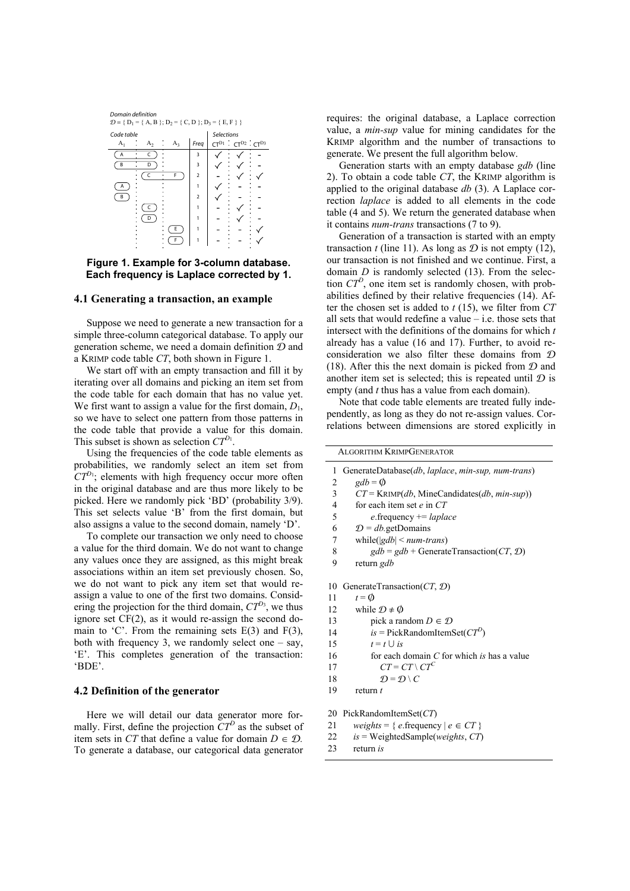*Domain definition*

$\mathcal{D} = \{ D_1 = \{ A, B \}; D_2 = \{ C, D \}; D_3 = \{ E, F \} \}$

*Code table* / *Selections*

| $A_1$ | $A_2$ | $A_3$ | *Freq* | $CT^{D_1}$ | $CT^{D_2}$ | $CT^{D_3}$ |
|---|---|---|---|---|---|---|
| A | C | | 3 | ✓ | ✓ | - |
| B | D | | 3 | ✓ | ✓ | - |
| | C | F | 2 | - | ✓ | ✓ |
| A | | | 1 | ✓ | - | - |
| B | | | 2 | ✓ | - | - |
| | C | | 1 | - | ✓ | - |
| | D | | 1 | - | ✓ | - |
| | | E | 1 | - | - | ✓ |
| | | F | 1 | - | - | ✓ |

**Figure 1. Example for 3-column database. Each frequency is Laplace corrected by 1.**

### 4.1 Generating a transaction, an example

Suppose we need to generate a new transaction for a simple three-column categorical database. To apply our generation scheme, we need a domain definition $\mathcal{D}$ and a KRIMP code table *CT*, both shown in Figure 1.

We start off with an empty transaction and fill it by iterating over all domains and picking an item set from the code table for each domain that has no value yet. We first want to assign a value for the first domain, $D_1$, so we have to select one pattern from those patterns in the code table that provide a value for this domain. This subset is shown as selection $CT^{\mathcal{D}_1}$.

Using the frequencies of the code table elements as probabilities, we randomly select an item set from $CT^{D_1}$; elements with high frequency occur more often in the original database and are thus more likely to be picked. Here we randomly pick 'BD' (probability 3/9). This set selects value 'B' from the first domain, but also assigns a value to the second domain, namely 'D'.

To complete our transaction we only need to choose a value for the third domain. We do not want to change any values once they are assigned, as this might break associations within an item set previously chosen. So, we do not want to pick any item set that would re-assign a value to one of the first two domains. Considering the projection for the third domain, $CT^{\mathcal{D}_3}$, we thus ignore set CF(2), as it would re-assign the second domain to 'C'. From the remaining sets E(3) and F(3), both with frequency 3, we randomly select one – say, 'E'. This completes generation of the transaction: 'BDE'.

### 4.2 Definition of the generator

Here we will detail our data generator more formally. First, define the projection $CT^D$ as the subset of item sets in *CT* that define a value for domain $D \in \mathcal{D}$. To generate a database, our categorical data generator requires: the original database, a Laplace correction value, a *min-sup* value for mining candidates for the KRIMP algorithm and the number of transactions to generate. We present the full algorithm below.

Generation starts with an empty database *gdb* (line 2). To obtain a code table *CT*, the KRIMP algorithm is applied to the original database *db* (3). A Laplace correction *laplace* is added to all elements in the code table (4 and 5). We return the generated database when it contains *num-trans* transactions (7 to 9).

Generation of a transaction is started with an empty transaction *t* (line 11). As long as $\mathcal{D}$ is not empty (12), our transaction is not finished and we continue. First, a domain *D* is randomly selected (13). From the selection $CT^D$, one item set is randomly chosen, with probabilities defined by their relative frequencies (14). After the chosen set is added to *t* (15), we filter from *CT* all sets that would redefine a value – i.e. those sets that intersect with the definitions of the domains for which *t* already has a value (16 and 17). Further, to avoid reconsideration we also filter these domains from $\mathcal{D}$ (18). After this the next domain is picked from $\mathcal{D}$ and another item set is selected; this is repeated until $\mathcal{D}$ is empty (and *t* thus has a value from each domain).

Note that code table elements are treated fully independently, as long as they do not re-assign values. Correlations between dimensions are stored explicitly in

ALGORITHM KRIMPGENERATOR

```
1  GenerateDatabase(db, laplace, min-sup, num-trans)
2      gdb = ∅
3      CT = KRIMP(db, MineCandidates(db, min-sup))
4      for each item set e in CT
5          e.frequency += laplace
6      𝒟 = db.getDomains
7      while(|gdb| < num-trans)
8          gdb = gdb + GenerateTransaction(CT, 𝒟)
9      return gdb

10 GenerateTransaction(CT, 𝒟)
11     t = ∅
12     while 𝒟 ≠ ∅
13         pick a random D ∈ 𝒟
14         is = PickRandomItemSet(CT^D)
15         t = t ∪ is
16         for each domain C for which is has a value
17             CT = CT \ CT^C
18             𝒟 = 𝒟 \ C
19     return t

20 PickRandomItemSet(CT)
21     weights = { e.frequency | e ∈ CT }
22     is = WeightedSample(weights, CT)
23     return is
```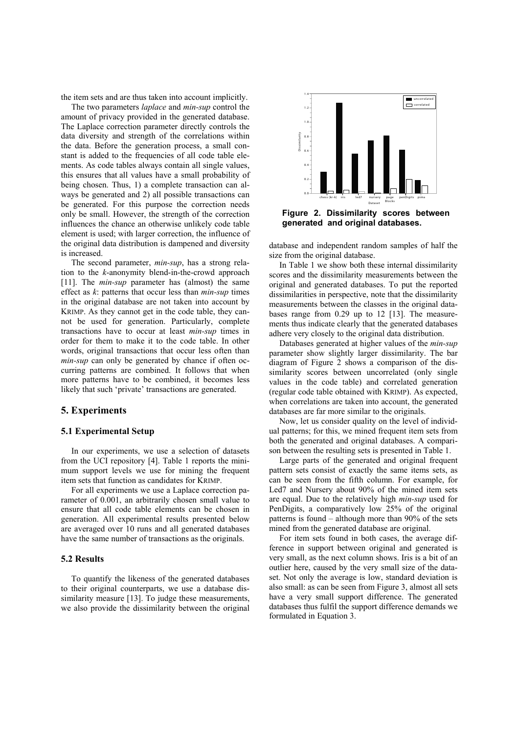the item sets and are thus taken into account implicitly.

The two parameters *laplace* and *min-sup* control the amount of privacy provided in the generated database. The Laplace correction parameter directly controls the data diversity and strength of the correlations within the data. Before the generation process, a small constant is added to the frequencies of all code table elements. As code tables always contain all single values, this ensures that all values have a small probability of being chosen. Thus, 1) a complete transaction can always be generated and 2) all possible transactions can be generated. For this purpose the correction needs only be small. However, the strength of the correction influences the chance an otherwise unlikely code table element is used; with larger correction, the influence of the original data distribution is dampened and diversity is increased.

The second parameter, *min-sup*, has a strong relation to the *k*-anonymity blend-in-the-crowd approach [11]. The *min-sup* parameter has (almost) the same effect as *k*: patterns that occur less than *min-sup* times in the original database are not taken into account by KRIMP. As they cannot get in the code table, they cannot be used for generation. Particularly, complete transactions have to occur at least *min-sup* times in order for them to make it to the code table. In other words, original transactions that occur less often than *min-sup* can only be generated by chance if often occurring patterns are combined. It follows that when more patterns have to be combined, it becomes less likely that such 'private' transactions are generated.

## 5. Experiments

### 5.1 Experimental Setup

In our experiments, we use a selection of datasets from the UCI repository [4]. Table 1 reports the minimum support levels we use for mining the frequent item sets that function as candidates for KRIMP.

For all experiments we use a Laplace correction parameter of 0.001, an arbitrarily chosen small value to ensure that all code table elements can be chosen in generation. All experimental results presented below are averaged over 10 runs and all generated databases have the same number of transactions as the originals.

### 5.2 Results

To quantify the likeness of the generated databases to their original counterparts, we use a database dissimilarity measure [13]. To judge these measurements, we also provide the dissimilarity between the original database and independent random samples of half the size from the original database.

**Figure 2. Dissimilarity scores between generated and original databases.**

In Table 1 we show both these internal dissimilarity scores and the dissimilarity measurements between the original and generated databases. To put the reported dissimilarities in perspective, note that the dissimilarity measurements between the classes in the original databases range from 0.29 up to 12 [13]. The measurements thus indicate clearly that the generated databases adhere very closely to the original data distribution.

Databases generated at higher values of the *min-sup* parameter show slightly larger dissimilarity. The bar diagram of Figure 2 shows a comparison of the dissimilarity scores between uncorrelated (only single values in the code table) and correlated generation (regular code table obtained with KRIMP). As expected, when correlations are taken into account, the generated databases are far more similar to the originals.

Now, let us consider quality on the level of individual patterns; for this, we mined frequent item sets from both the generated and original databases. A comparison between the resulting sets is presented in Table 1.

Large parts of the generated and original frequent pattern sets consist of exactly the same items sets, as can be seen from the fifth column. For example, for Led7 and Nursery about 90% of the mined item sets are equal. Due to the relatively high *min-sup* used for PenDigits, a comparatively low 25% of the original patterns is found – although more than 90% of the sets mined from the generated database are original.

For item sets found in both cases, the average difference in support between original and generated is very small, as the next column shows. Iris is a bit of an outlier here, caused by the very small size of the dataset. Not only the average is low, standard deviation is also small: as can be seen from Figure 3, almost all sets have a very small support difference. The generated databases thus fulfil the support difference demands we formulated in Equation 3.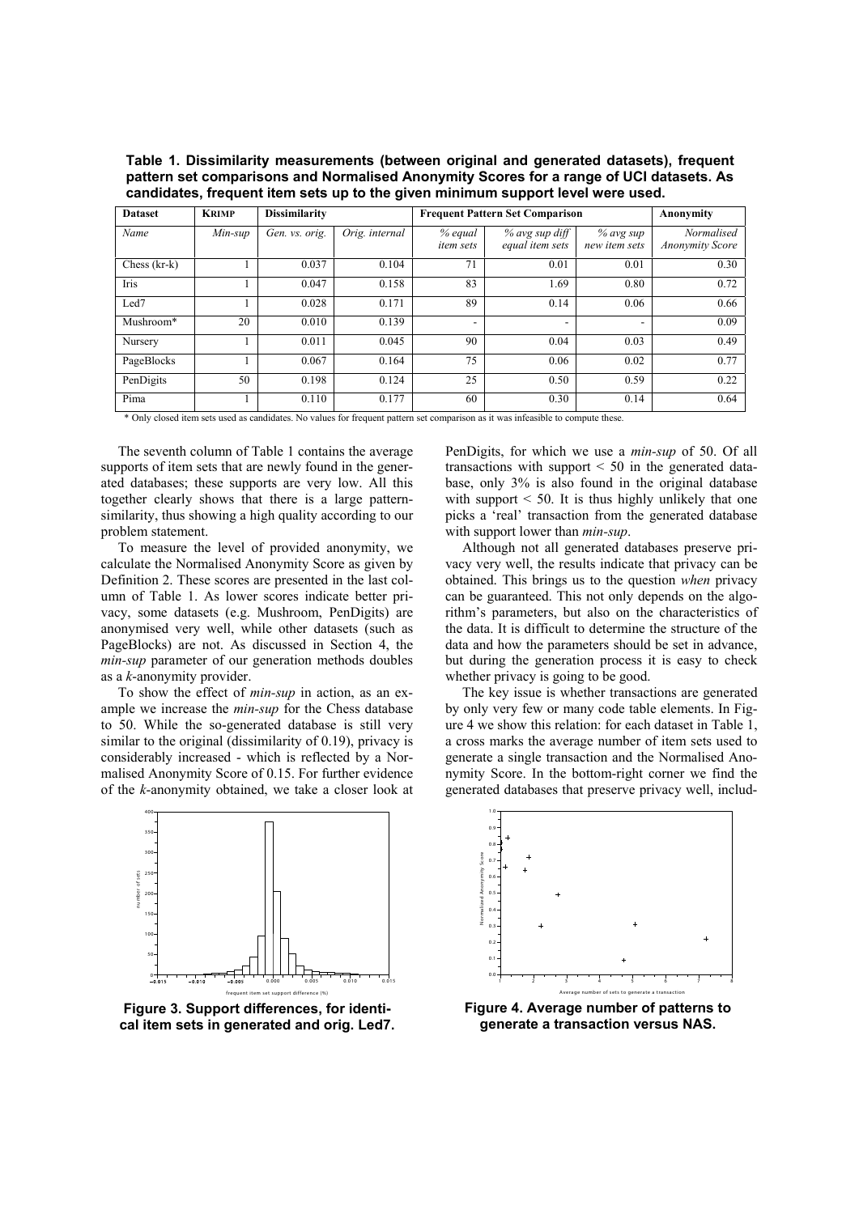**Table 1. Dissimilarity measurements (between original and generated datasets), frequent pattern set comparisons and Normalised Anonymity Scores for a range of UCI datasets. As candidates, frequent item sets up to the given minimum support level were used.**

| Dataset | KRIMP | Dissimilarity | | Frequent Pattern Set Comparison | | | Anonymity |
|---|---|---|---|---|---|---|---|
| *Name* | *Min-sup* | *Gen. vs. orig.* | *Orig. internal* | *% equal item sets* | *% avg sup diff equal item sets* | *% avg sup new item sets* | *Normalised Anonymity Score* |
| Chess (kr-k) | 1 | 0.037 | 0.104 | 71 | 0.01 | 0.01 | 0.30 |
| Iris | 1 | 0.047 | 0.158 | 83 | 1.69 | 0.80 | 0.72 |
| Led7 | 1 | 0.028 | 0.171 | 89 | 0.14 | 0.06 | 0.66 |
| Mushroom* | 20 | 0.010 | 0.139 | - | - | - | 0.09 |
| Nursery | 1 | 0.011 | 0.045 | 90 | 0.04 | 0.03 | 0.49 |
| PageBlocks | 1 | 0.067 | 0.164 | 75 | 0.06 | 0.02 | 0.77 |
| PenDigits | 50 | 0.198 | 0.124 | 25 | 0.50 | 0.59 | 0.22 |
| Pima | 1 | 0.110 | 0.177 | 60 | 0.30 | 0.14 | 0.64 |

\* Only closed item sets used as candidates. No values for frequent pattern set comparison as it was infeasible to compute these.

The seventh column of Table 1 contains the average supports of item sets that are newly found in the generated databases; these supports are very low. All this together clearly shows that there is a large pattern-similarity, thus showing a high quality according to our problem statement.

To measure the level of provided anonymity, we calculate the Normalised Anonymity Score as given by Definition 2. These scores are presented in the last column of Table 1. As lower scores indicate better privacy, some datasets (e.g. Mushroom, PenDigits) are anonymised very well, while other datasets (such as PageBlocks) are not. As discussed in Section 4, the *min-sup* parameter of our generation methods doubles as a *k*-anonymity provider.

To show the effect of *min-sup* in action, as an example we increase the *min-sup* for the Chess database to 50. While the so-generated database is still very similar to the original (dissimilarity of 0.19), privacy is considerably increased - which is reflected by a Normalised Anonymity Score of 0.15. For further evidence of the *k*-anonymity obtained, we take a closer look at PenDigits, for which we use a *min-sup* of 50. Of all transactions with support < 50 in the generated database, only 3% is also found in the original database with support < 50. It is thus highly unlikely that one picks a 'real' transaction from the generated database with support lower than *min-sup*.

Although not all generated databases preserve privacy very well, the results indicate that privacy can be obtained. This brings us to the question *when* privacy can be guaranteed. This not only depends on the algorithm's parameters, but also on the characteristics of the data. It is difficult to determine the structure of the data and how the parameters should be set in advance, but during the generation process it is easy to check whether privacy is going to be good.

The key issue is whether transactions are generated by only very few or many code table elements. In Figure 4 we show this relation: for each dataset in Table 1, a cross marks the average number of item sets used to generate a single transaction and the Normalised Anonymity Score. In the bottom-right corner we find the generated databases that preserve privacy well, includ-

**Figure 3. Support differences, for identical item sets in generated and orig. Led7.**

**Figure 4. Average number of patterns to generate a transaction versus NAS.**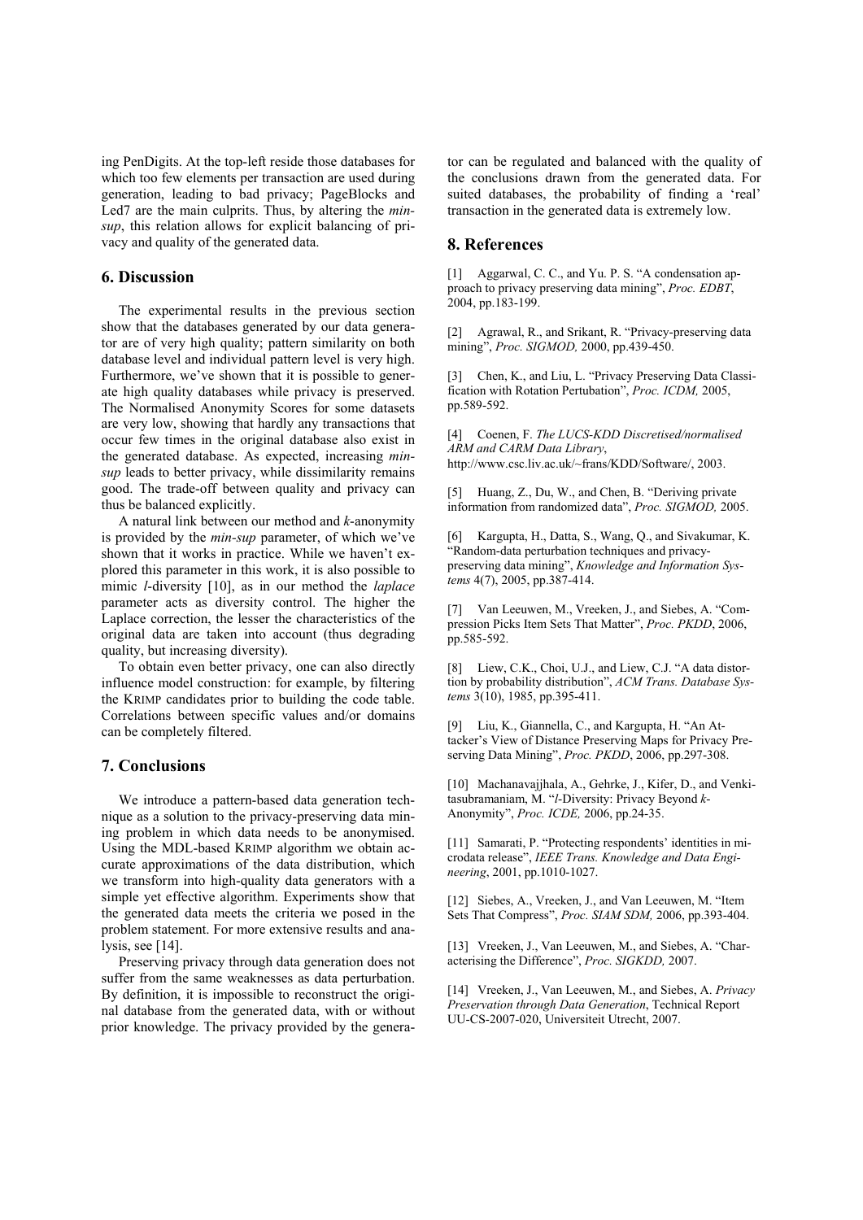ing PenDigits. At the top-left reside those databases for which too few elements per transaction are used during generation, leading to bad privacy; PageBlocks and Led7 are the main culprits. Thus, by altering the *min-sup*, this relation allows for explicit balancing of privacy and quality of the generated data.

## 6. Discussion

The experimental results in the previous section show that the databases generated by our data generator are of very high quality; pattern similarity on both database level and individual pattern level is very high. Furthermore, we've shown that it is possible to generate high quality databases while privacy is preserved. The Normalised Anonymity Scores for some datasets are very low, showing that hardly any transactions that occur few times in the original database also exist in the generated database. As expected, increasing *min-sup* leads to better privacy, while dissimilarity remains good. The trade-off between quality and privacy can thus be balanced explicitly.

A natural link between our method and *k*-anonymity is provided by the *min-sup* parameter, of which we've shown that it works in practice. While we haven't explored this parameter in this work, it is also possible to mimic *l*-diversity [10], as in our method the *laplace* parameter acts as diversity control. The higher the Laplace correction, the lesser the characteristics of the original data are taken into account (thus degrading quality, but increasing diversity).

To obtain even better privacy, one can also directly influence model construction: for example, by filtering the KRIMP candidates prior to building the code table. Correlations between specific values and/or domains can be completely filtered.

## 7. Conclusions

We introduce a pattern-based data generation technique as a solution to the privacy-preserving data mining problem in which data needs to be anonymised. Using the MDL-based KRIMP algorithm we obtain accurate approximations of the data distribution, which we transform into high-quality data generators with a simple yet effective algorithm. Experiments show that the generated data meets the criteria we posed in the problem statement. For more extensive results and analysis, see [14].

Preserving privacy through data generation does not suffer from the same weaknesses as data perturbation. By definition, it is impossible to reconstruct the original database from the generated data, with or without prior knowledge. The privacy provided by the generator can be regulated and balanced with the quality of the conclusions drawn from the generated data. For suited databases, the probability of finding a 'real' transaction in the generated data is extremely low.

## 8. References

[1] Aggarwal, C. C., and Yu. P. S. "A condensation approach to privacy preserving data mining", *Proc. EDBT*, 2004, pp.183-199.

[2] Agrawal, R., and Srikant, R. "Privacy-preserving data mining", *Proc. SIGMOD,* 2000, pp.439-450.

[3] Chen, K., and Liu, L. "Privacy Preserving Data Classification with Rotation Pertubation", *Proc. ICDM,* 2005, pp.589-592.

[4] Coenen, F. *The LUCS-KDD Discretised/normalised ARM and CARM Data Library*, http://www.csc.liv.ac.uk/~frans/KDD/Software/, 2003.

[5] Huang, Z., Du, W., and Chen, B. "Deriving private information from randomized data", *Proc. SIGMOD,* 2005.

[6] Kargupta, H., Datta, S., Wang, Q., and Sivakumar, K. "Random-data perturbation techniques and privacy-preserving data mining", *Knowledge and Information Systems* 4(7), 2005, pp.387-414.

[7] Van Leeuwen, M., Vreeken, J., and Siebes, A. "Compression Picks Item Sets That Matter", *Proc. PKDD*, 2006, pp.585-592.

[8] Liew, C.K., Choi, U.J., and Liew, C.J. "A data distortion by probability distribution", *ACM Trans. Database Systems* 3(10), 1985, pp.395-411.

[9] Liu, K., Giannella, C., and Kargupta, H. "An Attacker's View of Distance Preserving Maps for Privacy Preserving Data Mining", *Proc. PKDD*, 2006, pp.297-308.

[10] Machanavajjhala, A., Gehrke, J., Kifer, D., and Venkitasubramaniam, M. "*l*-Diversity: Privacy Beyond *k*-Anonymity", *Proc. ICDE,* 2006, pp.24-35.

[11] Samarati, P. "Protecting respondents' identities in microdata release", *IEEE Trans. Knowledge and Data Engineering*, 2001, pp.1010-1027.

[12] Siebes, A., Vreeken, J., and Van Leeuwen, M. "Item Sets That Compress", *Proc. SIAM SDM,* 2006, pp.393-404.

[13] Vreeken, J., Van Leeuwen, M., and Siebes, A. "Characterising the Difference", *Proc. SIGKDD,* 2007.

[14] Vreeken, J., Van Leeuwen, M., and Siebes, A. *Privacy Preservation through Data Generation*, Technical Report UU-CS-2007-020, Universiteit Utrecht, 2007.